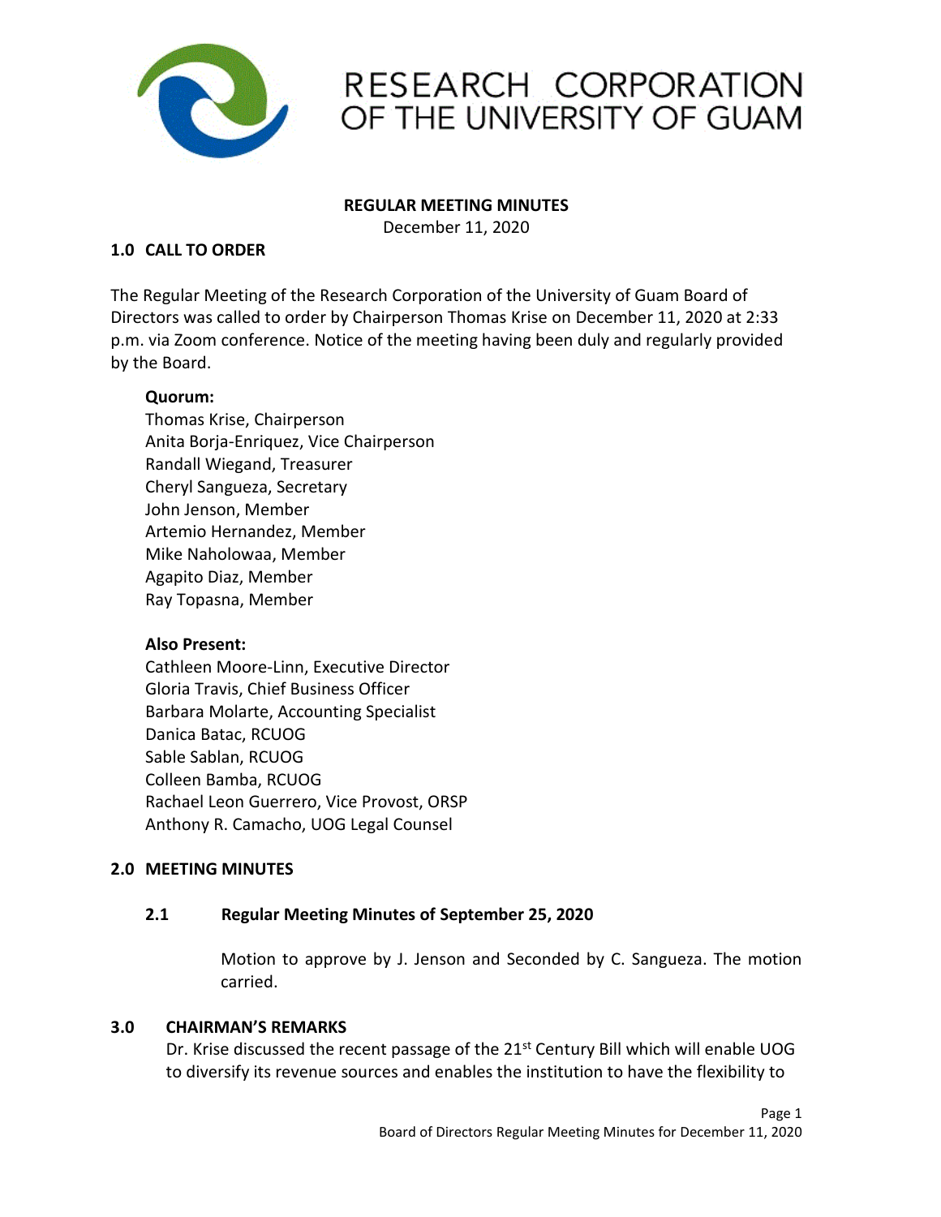# RESEARCH CORPORATION OF THE UNIVERSITY OF GUAM

**REGULAR MEETING MINUTES**

December 11, 2020

## 1.0 CALL TO ORDER

The Regular Meeting of the Research Corporation of the University of Guam Board of Directors was called to order by Chairperson Thomas Krise on December 11, 2020 at 2:33 p.m. via Zoom conference. Notice of the meeting having been duly and regularly provided by the Board.

**Quorum:**

Thomas Krise, Chairperson
Anita Borja-Enriquez, Vice Chairperson
Randall Wiegand, Treasurer
Cheryl Sangueza, Secretary
John Jenson, Member
Artemio Hernandez, Member
Mike Naholowaa, Member
Agapito Diaz, Member
Ray Topasna, Member

**Also Present:**

Cathleen Moore-Linn, Executive Director
Gloria Travis, Chief Business Officer
Barbara Molarte, Accounting Specialist
Danica Batac, RCUOG
Sable Sablan, RCUOG
Colleen Bamba, RCUOG
Rachael Leon Guerrero, Vice Provost, ORSP
Anthony R. Camacho, UOG Legal Counsel

## 2.0 MEETING MINUTES

### 2.1 Regular Meeting Minutes of September 25, 2020

Motion to approve by J. Jenson and Seconded by C. Sangueza. The motion carried.

## 3.0 CHAIRMAN'S REMARKS

Dr. Krise discussed the recent passage of the 21st Century Bill which will enable UOG to diversify its revenue sources and enables the institution to have the flexibility to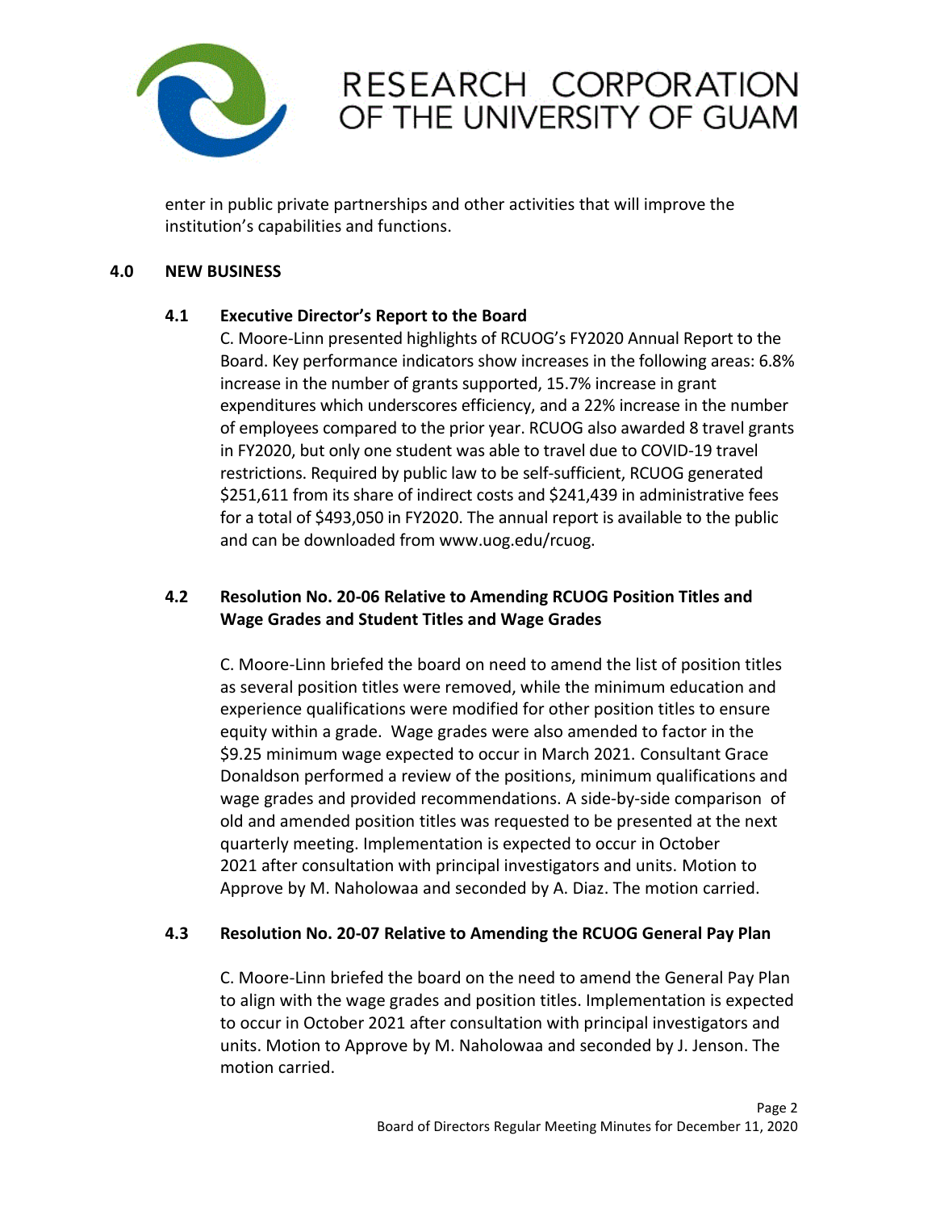enter in public private partnerships and other activities that will improve the institution's capabilities and functions.

## 4.0 NEW BUSINESS

### 4.1 Executive Director's Report to the Board

C. Moore-Linn presented highlights of RCUOG's FY2020 Annual Report to the Board. Key performance indicators show increases in the following areas: 6.8% increase in the number of grants supported, 15.7% increase in grant expenditures which underscores efficiency, and a 22% increase in the number of employees compared to the prior year. RCUOG also awarded 8 travel grants in FY2020, but only one student was able to travel due to COVID-19 travel restrictions. Required by public law to be self-sufficient, RCUOG generated $251,611 from its share of indirect costs and $241,439 in administrative fees for a total of $493,050 in FY2020. The annual report is available to the public and can be downloaded from www.uog.edu/rcuog.

### 4.2 Resolution No. 20-06 Relative to Amending RCUOG Position Titles and Wage Grades and Student Titles and Wage Grades

C. Moore-Linn briefed the board on need to amend the list of position titles as several position titles were removed, while the minimum education and experience qualifications were modified for other position titles to ensure equity within a grade. Wage grades were also amended to factor in the $9.25 minimum wage expected to occur in March 2021. Consultant Grace Donaldson performed a review of the positions, minimum qualifications and wage grades and provided recommendations. A side-by-side comparison of old and amended position titles was requested to be presented at the next quarterly meeting. Implementation is expected to occur in October 2021 after consultation with principal investigators and units. Motion to Approve by M. Naholowaa and seconded by A. Diaz. The motion carried.

### 4.3 Resolution No. 20-07 Relative to Amending the RCUOG General Pay Plan

C. Moore-Linn briefed the board on the need to amend the General Pay Plan to align with the wage grades and position titles. Implementation is expected to occur in October 2021 after consultation with principal investigators and units. Motion to Approve by M. Naholowaa and seconded by J. Jenson. The motion carried.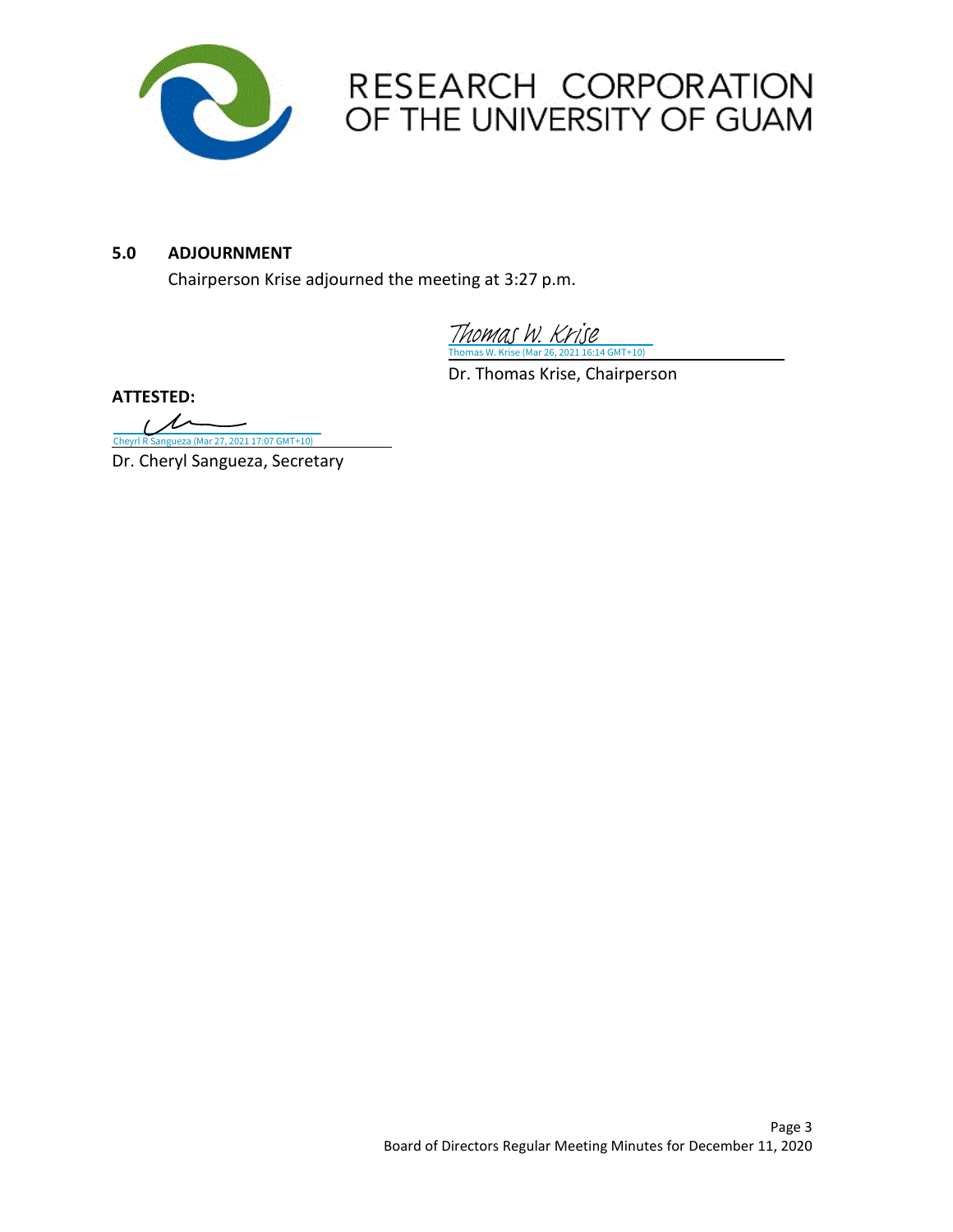## 5.0 ADJOURNMENT

Chairperson Krise adjourned the meeting at 3:27 p.m.

Thomas W. Krise
Thomas W. Krise (Mar 26, 2021 16:14 GMT+10)

Dr. Thomas Krise, Chairperson

**ATTESTED:**

Cheyrl R Sangueza (Mar 27, 2021 17:07 GMT+10)

Dr. Cheryl Sangueza, Secretary